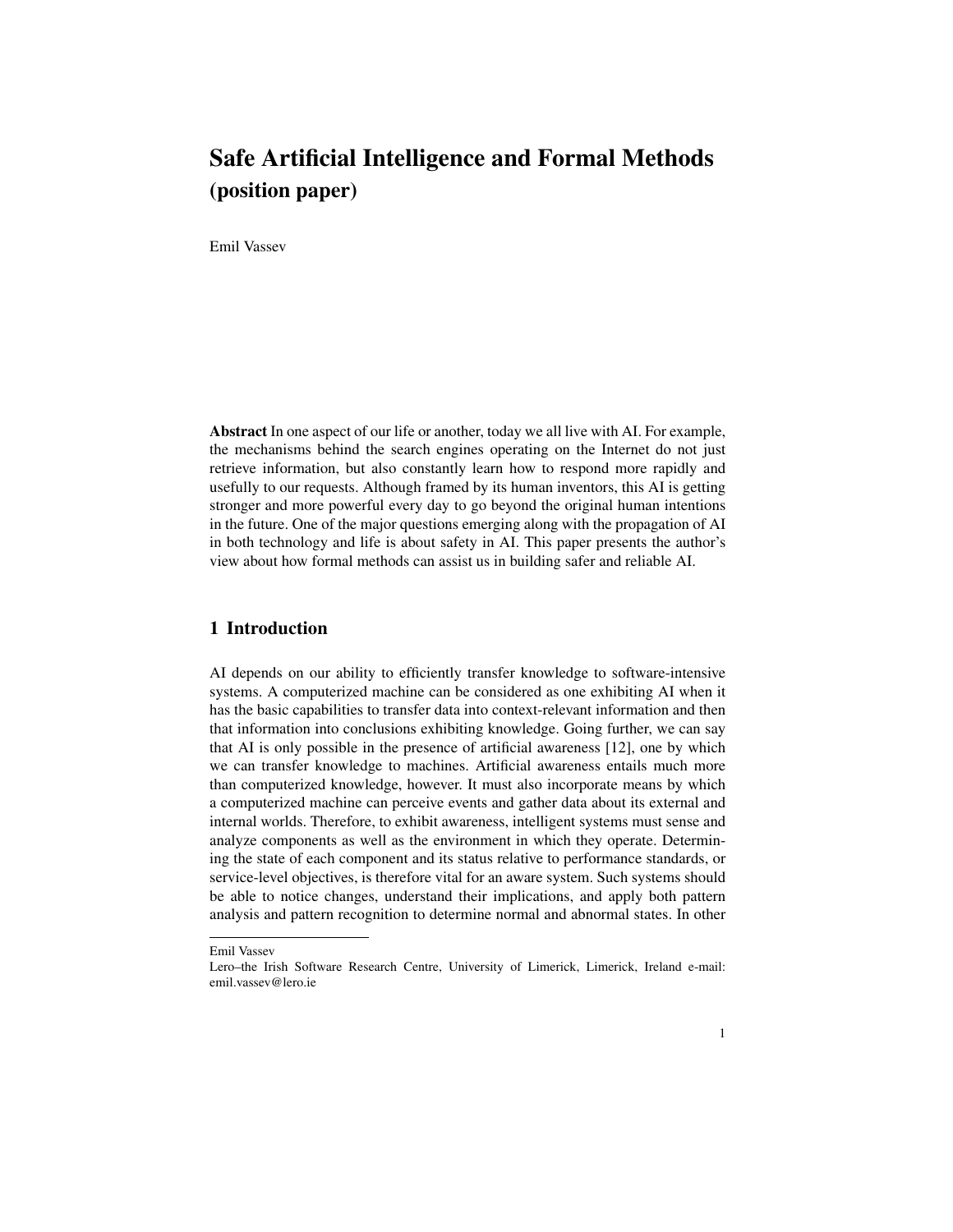# Safe Artificial Intelligence and Formal Methods
## (position paper)

Emil Vassev

**Abstract** In one aspect of our life or another, today we all live with AI. For example, the mechanisms behind the search engines operating on the Internet do not just retrieve information, but also constantly learn how to respond more rapidly and usefully to our requests. Although framed by its human inventors, this AI is getting stronger and more powerful every day to go beyond the original human intentions in the future. One of the major questions emerging along with the propagation of AI in both technology and life is about safety in AI. This paper presents the author's view about how formal methods can assist us in building safer and reliable AI.

## 1 Introduction

AI depends on our ability to efficiently transfer knowledge to software-intensive systems. A computerized machine can be considered as one exhibiting AI when it has the basic capabilities to transfer data into context-relevant information and then that information into conclusions exhibiting knowledge. Going further, we can say that AI is only possible in the presence of artificial awareness [12], one by which we can transfer knowledge to machines. Artificial awareness entails much more than computerized knowledge, however. It must also incorporate means by which a computerized machine can perceive events and gather data about its external and internal worlds. Therefore, to exhibit awareness, intelligent systems must sense and analyze components as well as the environment in which they operate. Determining the state of each component and its status relative to performance standards, or service-level objectives, is therefore vital for an aware system. Such systems should be able to notice changes, understand their implications, and apply both pattern analysis and pattern recognition to determine normal and abnormal states. In other

---

Emil Vassev
Lero–the Irish Software Research Centre, University of Limerick, Limerick, Ireland e-mail: emil.vassev@lero.ie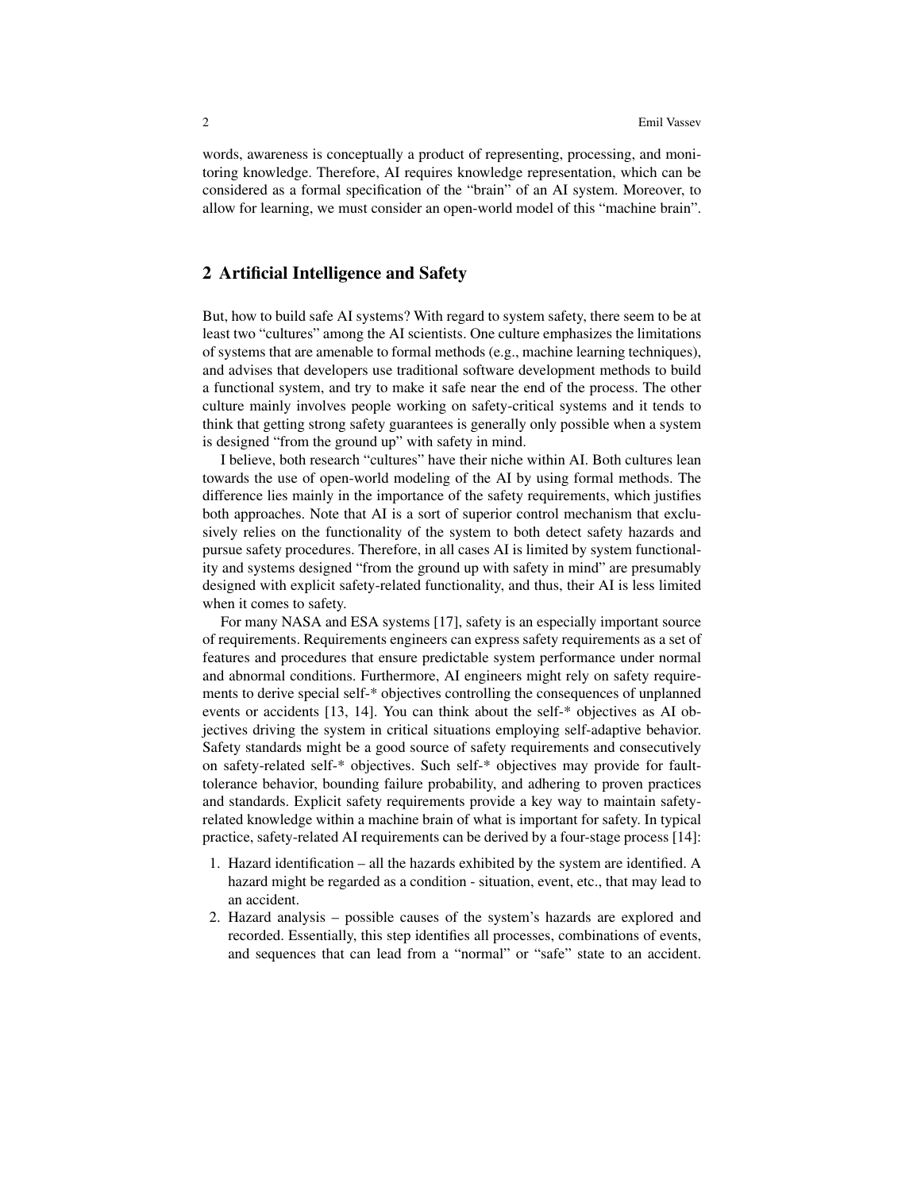words, awareness is conceptually a product of representing, processing, and monitoring knowledge. Therefore, AI requires knowledge representation, which can be considered as a formal specification of the "brain" of an AI system. Moreover, to allow for learning, we must consider an open-world model of this "machine brain".

## 2 Artificial Intelligence and Safety

But, how to build safe AI systems? With regard to system safety, there seem to be at least two "cultures" among the AI scientists. One culture emphasizes the limitations of systems that are amenable to formal methods (e.g., machine learning techniques), and advises that developers use traditional software development methods to build a functional system, and try to make it safe near the end of the process. The other culture mainly involves people working on safety-critical systems and it tends to think that getting strong safety guarantees is generally only possible when a system is designed "from the ground up" with safety in mind.

I believe, both research "cultures" have their niche within AI. Both cultures lean towards the use of open-world modeling of the AI by using formal methods. The difference lies mainly in the importance of the safety requirements, which justifies both approaches. Note that AI is a sort of superior control mechanism that exclusively relies on the functionality of the system to both detect safety hazards and pursue safety procedures. Therefore, in all cases AI is limited by system functionality and systems designed "from the ground up with safety in mind" are presumably designed with explicit safety-related functionality, and thus, their AI is less limited when it comes to safety.

For many NASA and ESA systems [17], safety is an especially important source of requirements. Requirements engineers can express safety requirements as a set of features and procedures that ensure predictable system performance under normal and abnormal conditions. Furthermore, AI engineers might rely on safety requirements to derive special self-* objectives controlling the consequences of unplanned events or accidents [13, 14]. You can think about the self-* objectives as AI objectives driving the system in critical situations employing self-adaptive behavior. Safety standards might be a good source of safety requirements and consecutively on safety-related self-* objectives. Such self-* objectives may provide for fault-tolerance behavior, bounding failure probability, and adhering to proven practices and standards. Explicit safety requirements provide a key way to maintain safety-related knowledge within a machine brain of what is important for safety. In typical practice, safety-related AI requirements can be derived by a four-stage process [14]:

1. Hazard identification – all the hazards exhibited by the system are identified. A hazard might be regarded as a condition - situation, event, etc., that may lead to an accident.
2. Hazard analysis – possible causes of the system's hazards are explored and recorded. Essentially, this step identifies all processes, combinations of events, and sequences that can lead from a "normal" or "safe" state to an accident.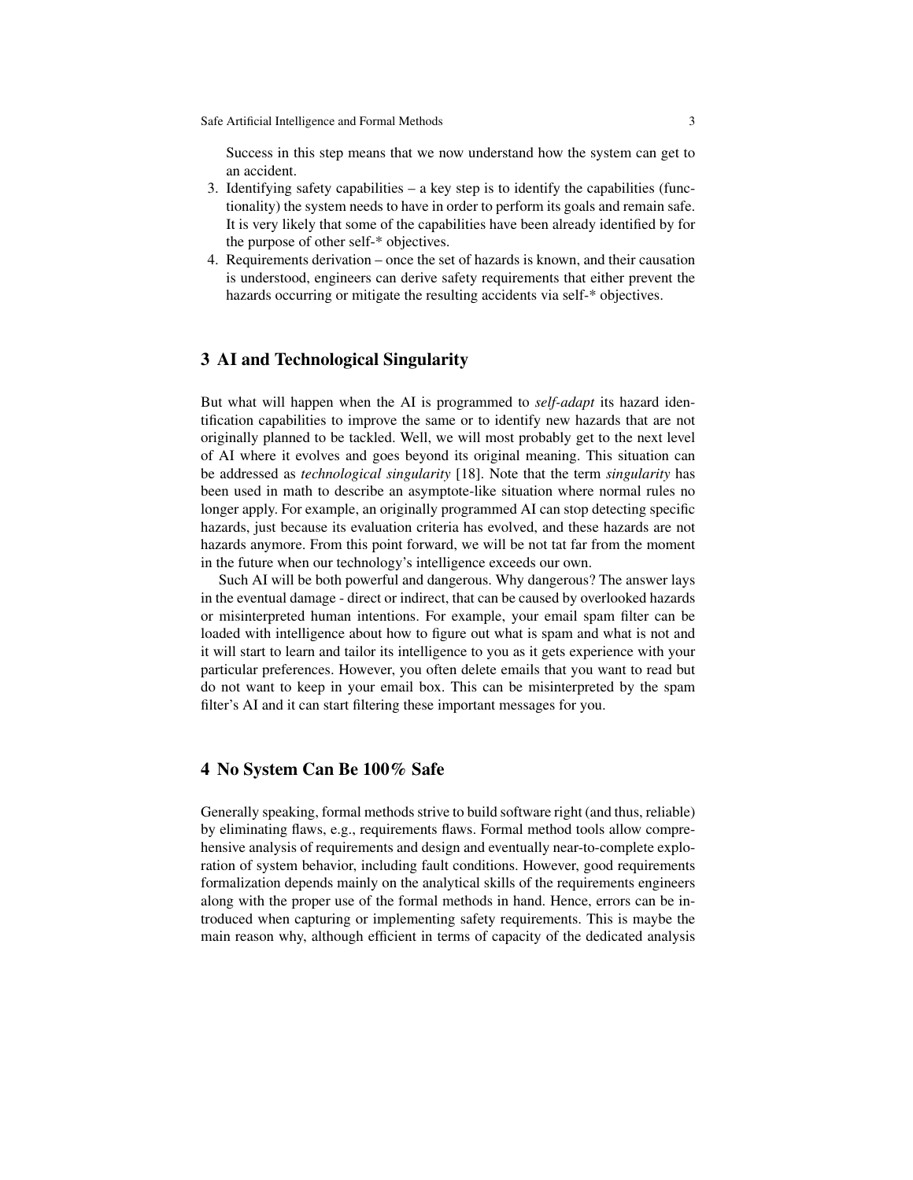Success in this step means that we now understand how the system can get to an accident.

3. Identifying safety capabilities – a key step is to identify the capabilities (functionality) the system needs to have in order to perform its goals and remain safe. It is very likely that some of the capabilities have been already identified by for the purpose of other self-* objectives.
4. Requirements derivation – once the set of hazards is known, and their causation is understood, engineers can derive safety requirements that either prevent the hazards occurring or mitigate the resulting accidents via self-* objectives.

## 3 AI and Technological Singularity

But what will happen when the AI is programmed to *self-adapt* its hazard identification capabilities to improve the same or to identify new hazards that are not originally planned to be tackled. Well, we will most probably get to the next level of AI where it evolves and goes beyond its original meaning. This situation can be addressed as *technological singularity* [18]. Note that the term *singularity* has been used in math to describe an asymptote-like situation where normal rules no longer apply. For example, an originally programmed AI can stop detecting specific hazards, just because its evaluation criteria has evolved, and these hazards are not hazards anymore. From this point forward, we will be not tat far from the moment in the future when our technology's intelligence exceeds our own.

Such AI will be both powerful and dangerous. Why dangerous? The answer lays in the eventual damage - direct or indirect, that can be caused by overlooked hazards or misinterpreted human intentions. For example, your email spam filter can be loaded with intelligence about how to figure out what is spam and what is not and it will start to learn and tailor its intelligence to you as it gets experience with your particular preferences. However, you often delete emails that you want to read but do not want to keep in your email box. This can be misinterpreted by the spam filter's AI and it can start filtering these important messages for you.

## 4 No System Can Be 100% Safe

Generally speaking, formal methods strive to build software right (and thus, reliable) by eliminating flaws, e.g., requirements flaws. Formal method tools allow comprehensive analysis of requirements and design and eventually near-to-complete exploration of system behavior, including fault conditions. However, good requirements formalization depends mainly on the analytical skills of the requirements engineers along with the proper use of the formal methods in hand. Hence, errors can be introduced when capturing or implementing safety requirements. This is maybe the main reason why, although efficient in terms of capacity of the dedicated analysis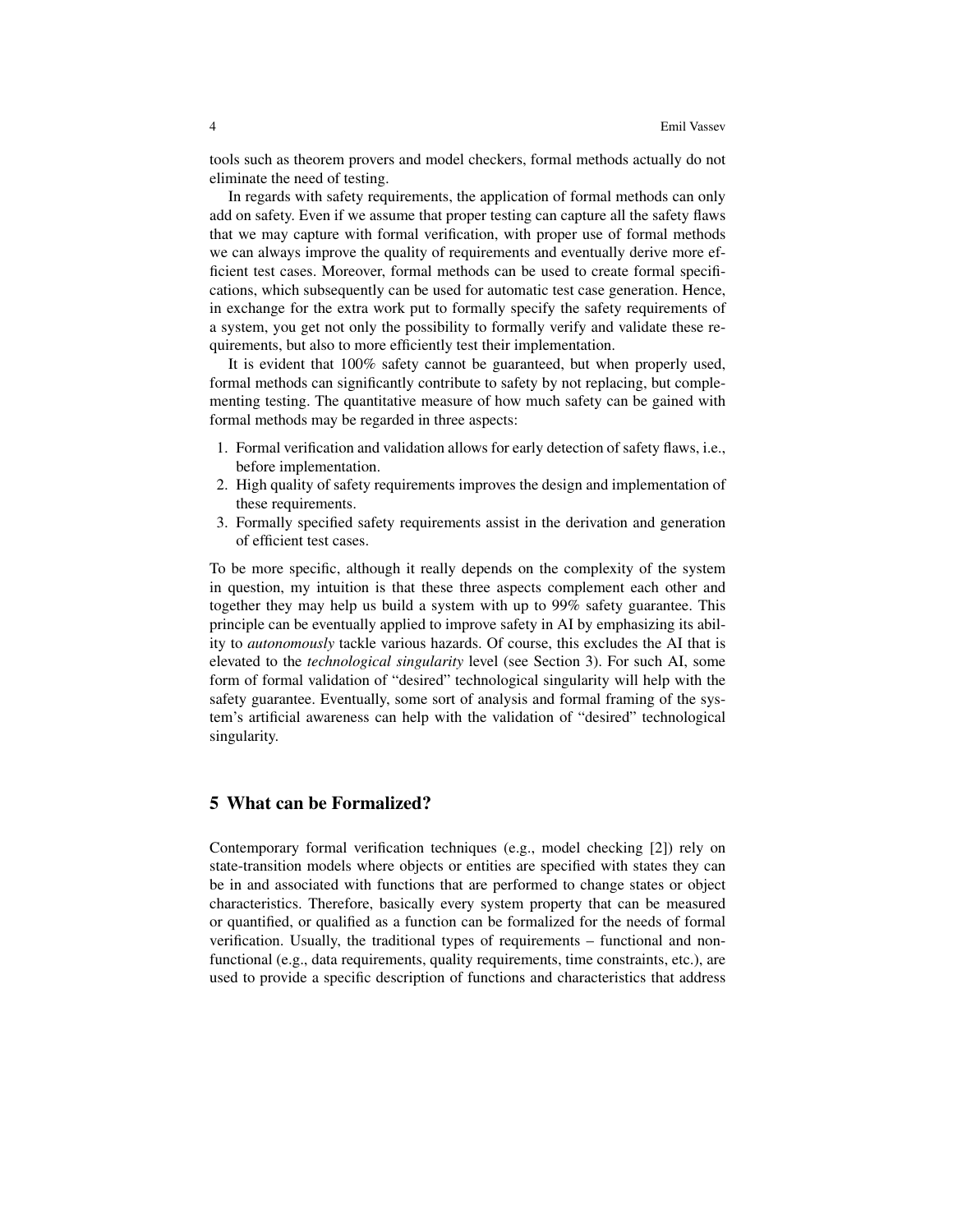tools such as theorem provers and model checkers, formal methods actually do not eliminate the need of testing.

In regards with safety requirements, the application of formal methods can only add on safety. Even if we assume that proper testing can capture all the safety flaws that we may capture with formal verification, with proper use of formal methods we can always improve the quality of requirements and eventually derive more efficient test cases. Moreover, formal methods can be used to create formal specifications, which subsequently can be used for automatic test case generation. Hence, in exchange for the extra work put to formally specify the safety requirements of a system, you get not only the possibility to formally verify and validate these requirements, but also to more efficiently test their implementation.

It is evident that 100% safety cannot be guaranteed, but when properly used, formal methods can significantly contribute to safety by not replacing, but complementing testing. The quantitative measure of how much safety can be gained with formal methods may be regarded in three aspects:

1. Formal verification and validation allows for early detection of safety flaws, i.e., before implementation.
2. High quality of safety requirements improves the design and implementation of these requirements.
3. Formally specified safety requirements assist in the derivation and generation of efficient test cases.

To be more specific, although it really depends on the complexity of the system in question, my intuition is that these three aspects complement each other and together they may help us build a system with up to 99% safety guarantee. This principle can be eventually applied to improve safety in AI by emphasizing its ability to *autonomously* tackle various hazards. Of course, this excludes the AI that is elevated to the *technological singularity* level (see Section 3). For such AI, some form of formal validation of "desired" technological singularity will help with the safety guarantee. Eventually, some sort of analysis and formal framing of the system's artificial awareness can help with the validation of "desired" technological singularity.

## 5 What can be Formalized?

Contemporary formal verification techniques (e.g., model checking [2]) rely on state-transition models where objects or entities are specified with states they can be in and associated with functions that are performed to change states or object characteristics. Therefore, basically every system property that can be measured or quantified, or qualified as a function can be formalized for the needs of formal verification. Usually, the traditional types of requirements – functional and non-functional (e.g., data requirements, quality requirements, time constraints, etc.), are used to provide a specific description of functions and characteristics that address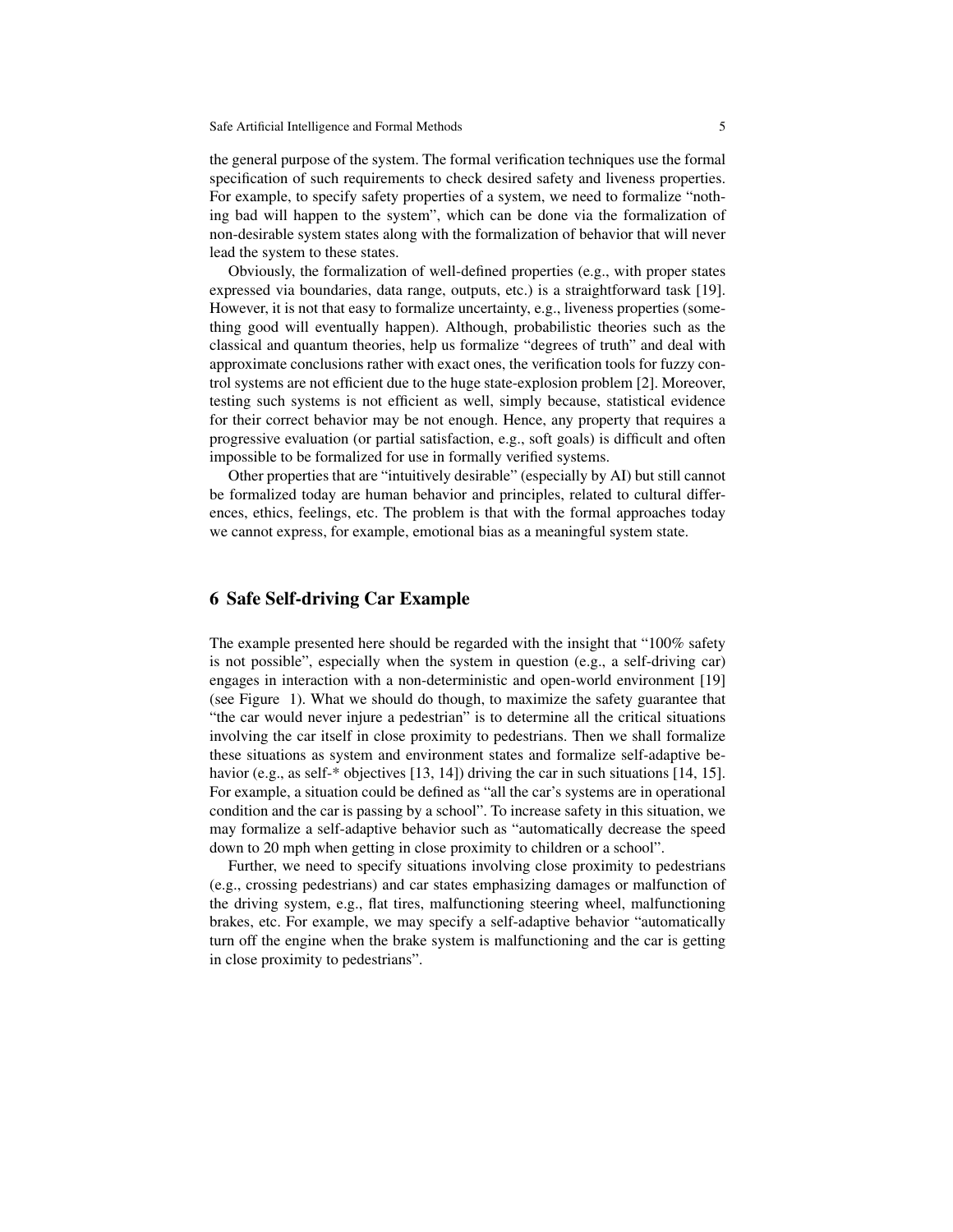the general purpose of the system. The formal verification techniques use the formal specification of such requirements to check desired safety and liveness properties. For example, to specify safety properties of a system, we need to formalize "nothing bad will happen to the system", which can be done via the formalization of non-desirable system states along with the formalization of behavior that will never lead the system to these states.

Obviously, the formalization of well-defined properties (e.g., with proper states expressed via boundaries, data range, outputs, etc.) is a straightforward task [19]. However, it is not that easy to formalize uncertainty, e.g., liveness properties (something good will eventually happen). Although, probabilistic theories such as the classical and quantum theories, help us formalize "degrees of truth" and deal with approximate conclusions rather with exact ones, the verification tools for fuzzy control systems are not efficient due to the huge state-explosion problem [2]. Moreover, testing such systems is not efficient as well, simply because, statistical evidence for their correct behavior may be not enough. Hence, any property that requires a progressive evaluation (or partial satisfaction, e.g., soft goals) is difficult and often impossible to be formalized for use in formally verified systems.

Other properties that are "intuitively desirable" (especially by AI) but still cannot be formalized today are human behavior and principles, related to cultural differences, ethics, feelings, etc. The problem is that with the formal approaches today we cannot express, for example, emotional bias as a meaningful system state.

## 6 Safe Self-driving Car Example

The example presented here should be regarded with the insight that "100% safety is not possible", especially when the system in question (e.g., a self-driving car) engages in interaction with a non-deterministic and open-world environment [19] (see Figure 1). What we should do though, to maximize the safety guarantee that "the car would never injure a pedestrian" is to determine all the critical situations involving the car itself in close proximity to pedestrians. Then we shall formalize these situations as system and environment states and formalize self-adaptive behavior (e.g., as self-* objectives [13, 14]) driving the car in such situations [14, 15]. For example, a situation could be defined as "all the car's systems are in operational condition and the car is passing by a school". To increase safety in this situation, we may formalize a self-adaptive behavior such as "automatically decrease the speed down to 20 mph when getting in close proximity to children or a school".

Further, we need to specify situations involving close proximity to pedestrians (e.g., crossing pedestrians) and car states emphasizing damages or malfunction of the driving system, e.g., flat tires, malfunctioning steering wheel, malfunctioning brakes, etc. For example, we may specify a self-adaptive behavior "automatically turn off the engine when the brake system is malfunctioning and the car is getting in close proximity to pedestrians".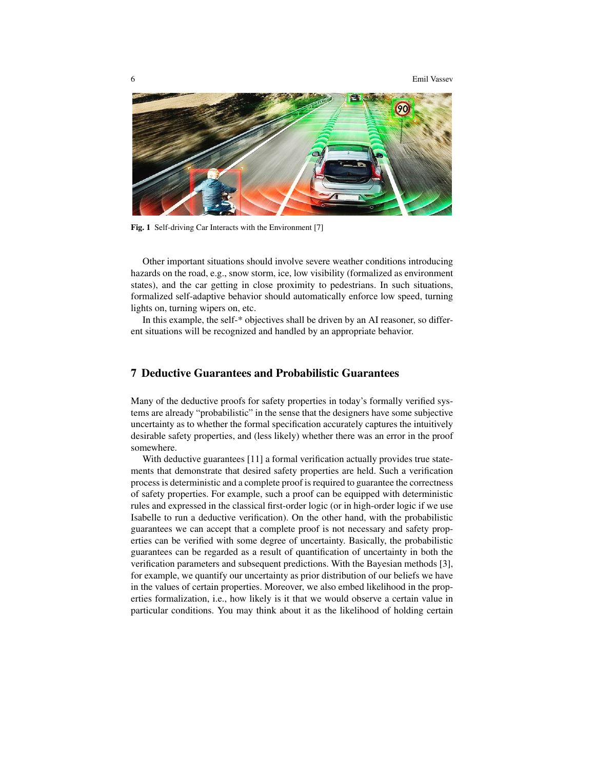Fig. 1 Self-driving Car Interacts with the Environment [7]

Other important situations should involve severe weather conditions introducing hazards on the road, e.g., snow storm, ice, low visibility (formalized as environment states), and the car getting in close proximity to pedestrians. In such situations, formalized self-adaptive behavior should automatically enforce low speed, turning lights on, turning wipers on, etc.

In this example, the self-* objectives shall be driven by an AI reasoner, so different situations will be recognized and handled by an appropriate behavior.

## 7 Deductive Guarantees and Probabilistic Guarantees

Many of the deductive proofs for safety properties in today's formally verified systems are already "probabilistic" in the sense that the designers have some subjective uncertainty as to whether the formal specification accurately captures the intuitively desirable safety properties, and (less likely) whether there was an error in the proof somewhere.

With deductive guarantees [11] a formal verification actually provides true statements that demonstrate that desired safety properties are held. Such a verification process is deterministic and a complete proof is required to guarantee the correctness of safety properties. For example, such a proof can be equipped with deterministic rules and expressed in the classical first-order logic (or in high-order logic if we use Isabelle to run a deductive verification). On the other hand, with the probabilistic guarantees we can accept that a complete proof is not necessary and safety properties can be verified with some degree of uncertainty. Basically, the probabilistic guarantees can be regarded as a result of quantification of uncertainty in both the verification parameters and subsequent predictions. With the Bayesian methods [3], for example, we quantify our uncertainty as prior distribution of our beliefs we have in the values of certain properties. Moreover, we also embed likelihood in the properties formalization, i.e., how likely is it that we would observe a certain value in particular conditions. You may think about it as the likelihood of holding certain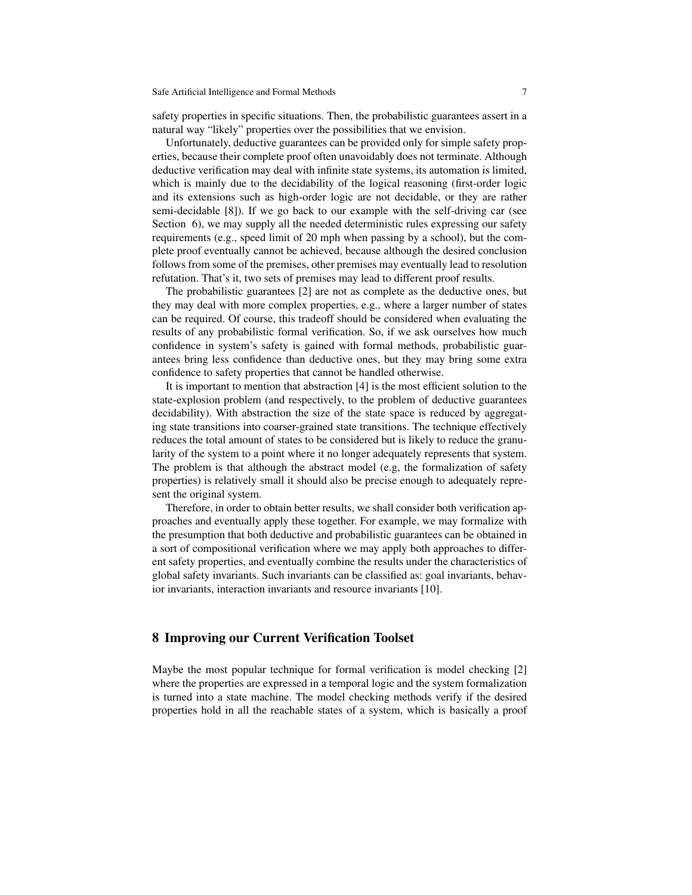safety properties in specific situations. Then, the probabilistic guarantees assert in a natural way "likely" properties over the possibilities that we envision.

Unfortunately, deductive guarantees can be provided only for simple safety properties, because their complete proof often unavoidably does not terminate. Although deductive verification may deal with infinite state systems, its automation is limited, which is mainly due to the decidability of the logical reasoning (first-order logic and its extensions such as high-order logic are not decidable, or they are rather semi-decidable [8]). If we go back to our example with the self-driving car (see Section 6), we may supply all the needed deterministic rules expressing our safety requirements (e.g., speed limit of 20 mph when passing by a school), but the complete proof eventually cannot be achieved, because although the desired conclusion follows from some of the premises, other premises may eventually lead to resolution refutation. That's it, two sets of premises may lead to different proof results.

The probabilistic guarantees [2] are not as complete as the deductive ones, but they may deal with more complex properties, e.g., where a larger number of states can be required. Of course, this tradeoff should be considered when evaluating the results of any probabilistic formal verification. So, if we ask ourselves how much confidence in system's safety is gained with formal methods, probabilistic guarantees bring less confidence than deductive ones, but they may bring some extra confidence to safety properties that cannot be handled otherwise.

It is important to mention that abstraction [4] is the most efficient solution to the state-explosion problem (and respectively, to the problem of deductive guarantees decidability). With abstraction the size of the state space is reduced by aggregating state transitions into coarser-grained state transitions. The technique effectively reduces the total amount of states to be considered but is likely to reduce the granularity of the system to a point where it no longer adequately represents that system. The problem is that although the abstract model (e.g, the formalization of safety properties) is relatively small it should also be precise enough to adequately represent the original system.

Therefore, in order to obtain better results, we shall consider both verification approaches and eventually apply these together. For example, we may formalize with the presumption that both deductive and probabilistic guarantees can be obtained in a sort of compositional verification where we may apply both approaches to different safety properties, and eventually combine the results under the characteristics of global safety invariants. Such invariants can be classified as: goal invariants, behavior invariants, interaction invariants and resource invariants [10].

## 8 Improving our Current Verification Toolset

Maybe the most popular technique for formal verification is model checking [2] where the properties are expressed in a temporal logic and the system formalization is turned into a state machine. The model checking methods verify if the desired properties hold in all the reachable states of a system, which is basically a proof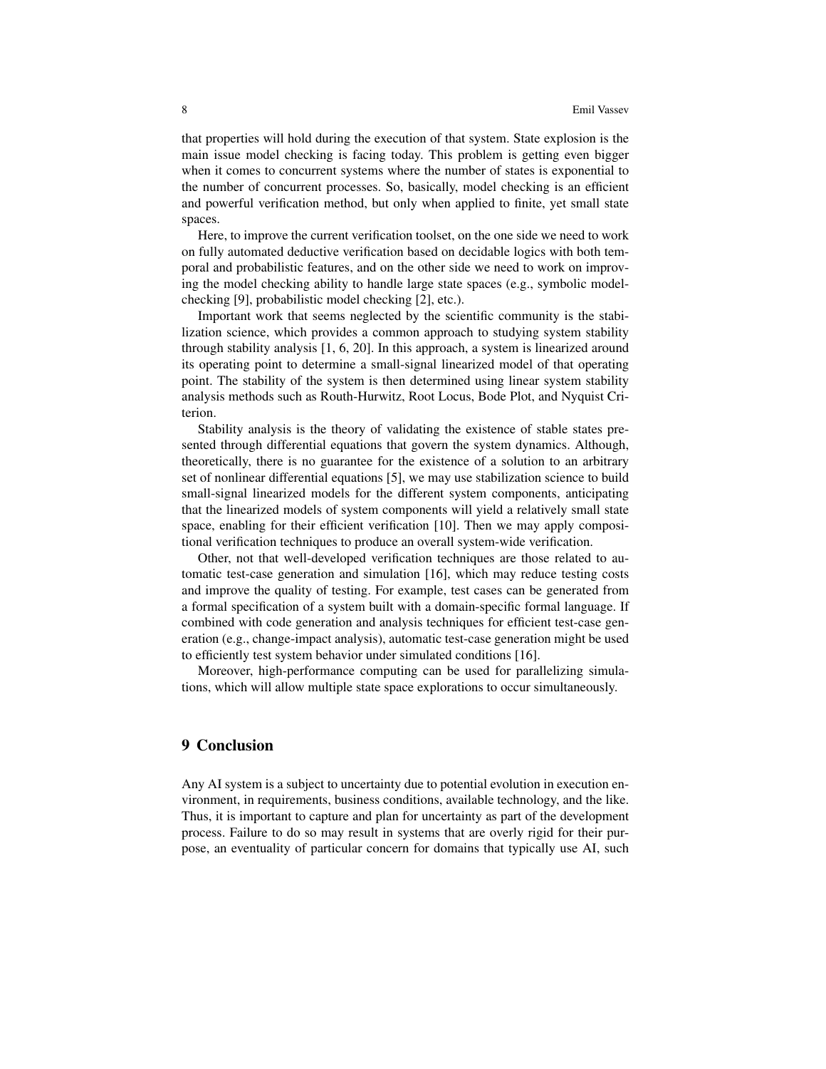that properties will hold during the execution of that system. State explosion is the main issue model checking is facing today. This problem is getting even bigger when it comes to concurrent systems where the number of states is exponential to the number of concurrent processes. So, basically, model checking is an efficient and powerful verification method, but only when applied to finite, yet small state spaces.

Here, to improve the current verification toolset, on the one side we need to work on fully automated deductive verification based on decidable logics with both temporal and probabilistic features, and on the other side we need to work on improving the model checking ability to handle large state spaces (e.g., symbolic model-checking [9], probabilistic model checking [2], etc.).

Important work that seems neglected by the scientific community is the stabilization science, which provides a common approach to studying system stability through stability analysis [1, 6, 20]. In this approach, a system is linearized around its operating point to determine a small-signal linearized model of that operating point. The stability of the system is then determined using linear system stability analysis methods such as Routh-Hurwitz, Root Locus, Bode Plot, and Nyquist Criterion.

Stability analysis is the theory of validating the existence of stable states presented through differential equations that govern the system dynamics. Although, theoretically, there is no guarantee for the existence of a solution to an arbitrary set of nonlinear differential equations [5], we may use stabilization science to build small-signal linearized models for the different system components, anticipating that the linearized models of system components will yield a relatively small state space, enabling for their efficient verification [10]. Then we may apply compositional verification techniques to produce an overall system-wide verification.

Other, not that well-developed verification techniques are those related to automatic test-case generation and simulation [16], which may reduce testing costs and improve the quality of testing. For example, test cases can be generated from a formal specification of a system built with a domain-specific formal language. If combined with code generation and analysis techniques for efficient test-case generation (e.g., change-impact analysis), automatic test-case generation might be used to efficiently test system behavior under simulated conditions [16].

Moreover, high-performance computing can be used for parallelizing simulations, which will allow multiple state space explorations to occur simultaneously.

## 9 Conclusion

Any AI system is a subject to uncertainty due to potential evolution in execution environment, in requirements, business conditions, available technology, and the like. Thus, it is important to capture and plan for uncertainty as part of the development process. Failure to do so may result in systems that are overly rigid for their purpose, an eventuality of particular concern for domains that typically use AI, such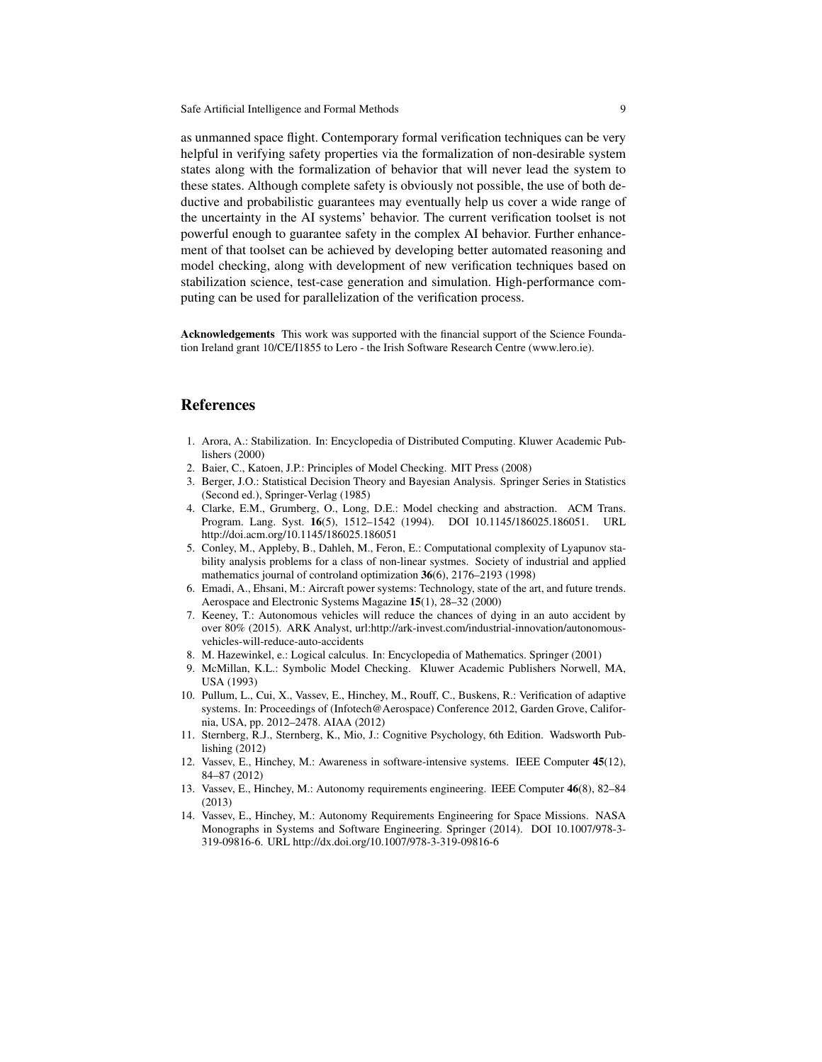as unmanned space flight. Contemporary formal verification techniques can be very helpful in verifying safety properties via the formalization of non-desirable system states along with the formalization of behavior that will never lead the system to these states. Although complete safety is obviously not possible, the use of both deductive and probabilistic guarantees may eventually help us cover a wide range of the uncertainty in the AI systems' behavior. The current verification toolset is not powerful enough to guarantee safety in the complex AI behavior. Further enhancement of that toolset can be achieved by developing better automated reasoning and model checking, along with development of new verification techniques based on stabilization science, test-case generation and simulation. High-performance computing can be used for parallelization of the verification process.

**Acknowledgements** This work was supported with the financial support of the Science Foundation Ireland grant 10/CE/I1855 to Lero - the Irish Software Research Centre (www.lero.ie).

## References

1. Arora, A.: Stabilization. In: Encyclopedia of Distributed Computing. Kluwer Academic Publishers (2000)
2. Baier, C., Katoen, J.P.: Principles of Model Checking. MIT Press (2008)
3. Berger, J.O.: Statistical Decision Theory and Bayesian Analysis. Springer Series in Statistics (Second ed.), Springer-Verlag (1985)
4. Clarke, E.M., Grumberg, O., Long, D.E.: Model checking and abstraction. ACM Trans. Program. Lang. Syst. **16**(5), 1512–1542 (1994). DOI 10.1145/186025.186051. URL http://doi.acm.org/10.1145/186025.186051
5. Conley, M., Appleby, B., Dahleh, M., Feron, E.: Computational complexity of Lyapunov stability analysis problems for a class of non-linear systmes. Society of industrial and applied mathematics journal of controland optimization **36**(6), 2176–2193 (1998)
6. Emadi, A., Ehsani, M.: Aircraft power systems: Technology, state of the art, and future trends. Aerospace and Electronic Systems Magazine **15**(1), 28–32 (2000)
7. Keeney, T.: Autonomous vehicles will reduce the chances of dying in an auto accident by over 80% (2015). ARK Analyst, url:http://ark-invest.com/industrial-innovation/autonomous-vehicles-will-reduce-auto-accidents
8. M. Hazewinkel, e.: Logical calculus. In: Encyclopedia of Mathematics. Springer (2001)
9. McMillan, K.L.: Symbolic Model Checking. Kluwer Academic Publishers Norwell, MA, USA (1993)
10. Pullum, L., Cui, X., Vassev, E., Hinchey, M., Rouff, C., Buskens, R.: Verification of adaptive systems. In: Proceedings of (Infotech@Aerospace) Conference 2012, Garden Grove, California, USA, pp. 2012–2478. AIAA (2012)
11. Sternberg, R.J., Sternberg, K., Mio, J.: Cognitive Psychology, 6th Edition. Wadsworth Publishing (2012)
12. Vassev, E., Hinchey, M.: Awareness in software-intensive systems. IEEE Computer **45**(12), 84–87 (2012)
13. Vassev, E., Hinchey, M.: Autonomy requirements engineering. IEEE Computer **46**(8), 82–84 (2013)
14. Vassev, E., Hinchey, M.: Autonomy Requirements Engineering for Space Missions. NASA Monographs in Systems and Software Engineering. Springer (2014). DOI 10.1007/978-3-319-09816-6. URL http://dx.doi.org/10.1007/978-3-319-09816-6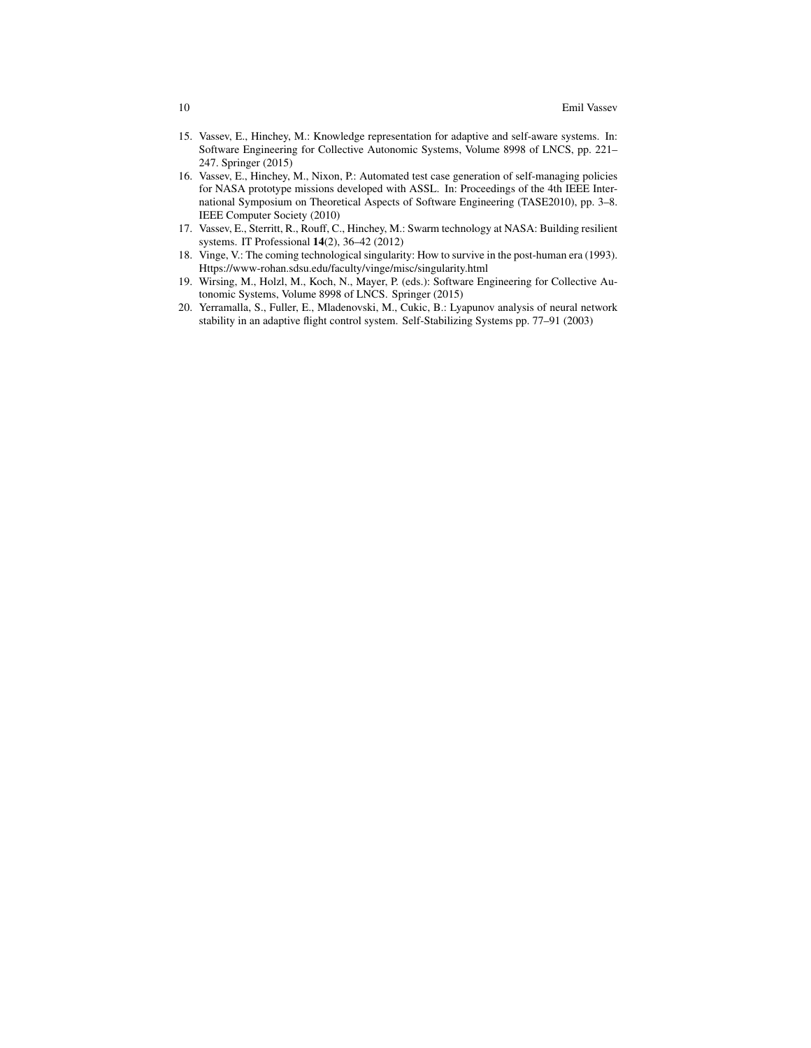15. Vassev, E., Hinchey, M.: Knowledge representation for adaptive and self-aware systems. In: Software Engineering for Collective Autonomic Systems, Volume 8998 of LNCS, pp. 221–247. Springer (2015)
16. Vassev, E., Hinchey, M., Nixon, P.: Automated test case generation of self-managing policies for NASA prototype missions developed with ASSL. In: Proceedings of the 4th IEEE International Symposium on Theoretical Aspects of Software Engineering (TASE2010), pp. 3–8. IEEE Computer Society (2010)
17. Vassev, E., Sterritt, R., Rouff, C., Hinchey, M.: Swarm technology at NASA: Building resilient systems. IT Professional **14**(2), 36–42 (2012)
18. Vinge, V.: The coming technological singularity: How to survive in the post-human era (1993). Https://www-rohan.sdsu.edu/faculty/vinge/misc/singularity.html
19. Wirsing, M., Holzl, M., Koch, N., Mayer, P. (eds.): Software Engineering for Collective Autonomic Systems, Volume 8998 of LNCS. Springer (2015)
20. Yerramalla, S., Fuller, E., Mladenovski, M., Cukic, B.: Lyapunov analysis of neural network stability in an adaptive flight control system. Self-Stabilizing Systems pp. 77–91 (2003)